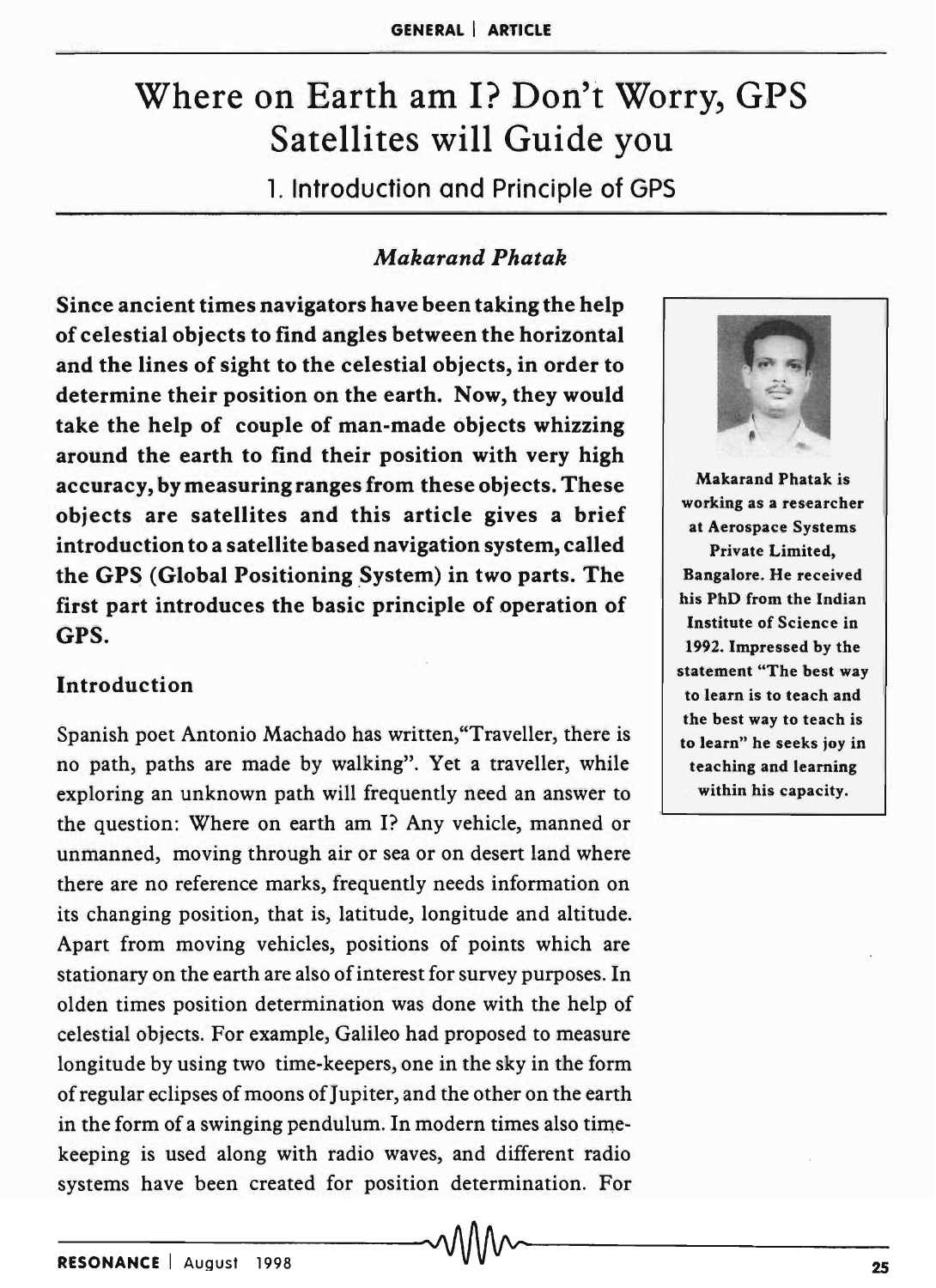# Where on Earth am I? Don't Worry, GPS Satellites will Guide you

## 1. Introduction and Principle of GPS

*Makarand Phatak*

**Since ancient times navigators have been taking the help of celestial objects to find angles between the horizontal and the lines of sight to the celestial objects, in order to determine their position on the earth. Now, they would take the help of couple of man-made objects whizzing around the earth to find their position with very high accuracy, by measuring ranges from these objects. These objects are satellites and this article gives a brief introduction to a satellite based navigation system, called the GPS (Global Positioning System) in two parts. The first part introduces the basic principle of operation of GPS.**

Makarand Phatak is working as a researcher at Aerospace Systems Private Limited, Bangalore. He received his PhD from the Indian Institute of Science in 1992. Impressed by the statement "The best way to learn is to teach and the best way to teach is to learn" he seeks joy in teaching and learning within his capacity.

### Introduction

Spanish poet Antonio Machado has written,"Traveller, there is no path, paths are made by walking". Yet a traveller, while exploring an unknown path will frequently need an answer to the question: Where on earth am I? Any vehicle, manned or unmanned, moving through air or sea or on desert land where there are no reference marks, frequently needs information on its changing position, that is, latitude, longitude and altitude. Apart from moving vehicles, positions of points which are stationary on the earth are also of interest for survey purposes. In olden times position determination was done with the help of celestial objects. For example, Galileo had proposed to measure longitude by using two time-keepers, one in the sky in the form of regular eclipses of moons of Jupiter, and the other on the earth in the form of a swinging pendulum. In modern times also time-keeping is used along with radio waves, and different radio systems have been created for position determination. For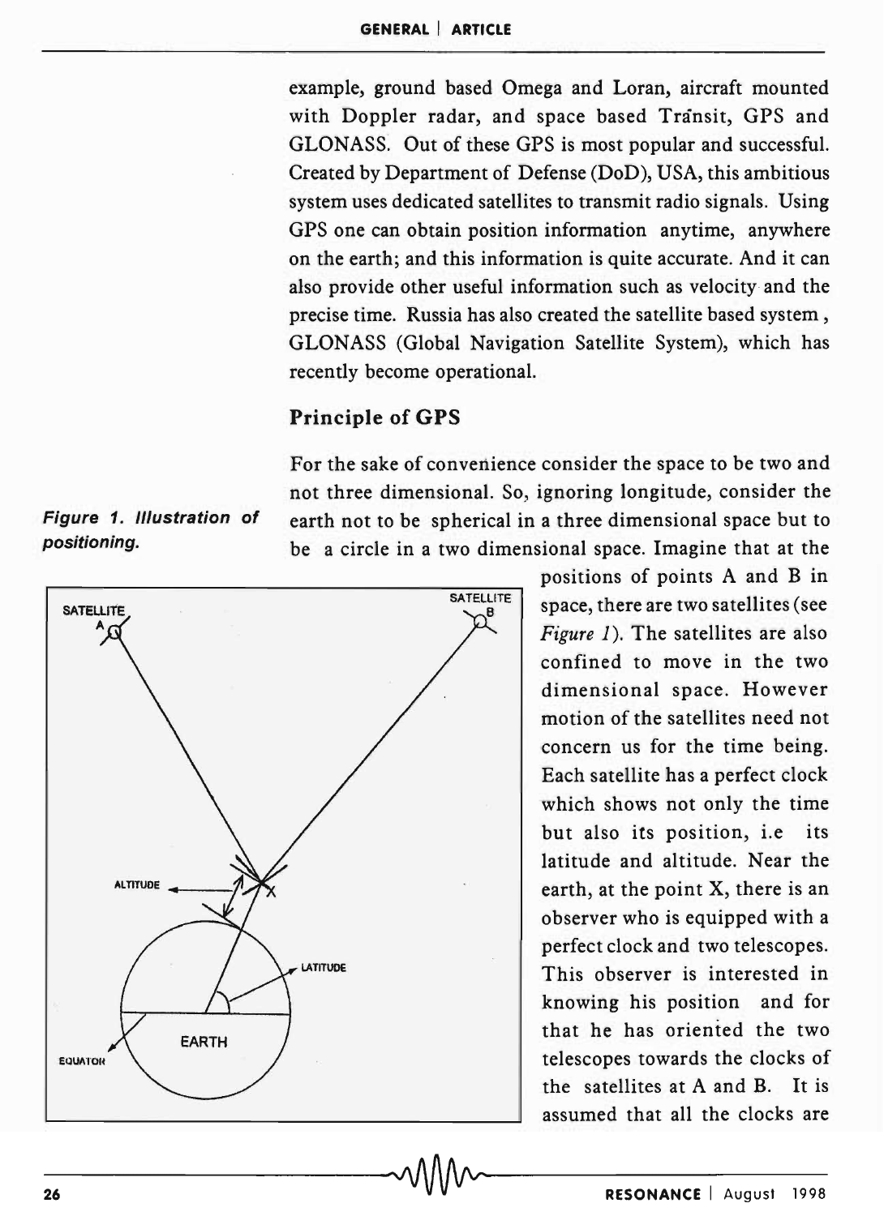example, ground based Omega and Loran, aircraft mounted with Doppler radar, and space based Transit, GPS and GLONASS. Out of these GPS is most popular and successful. Created by Department of Defense (DoD), USA, this ambitious system uses dedicated satellites to transmit radio signals. Using GPS one can obtain position information anytime, anywhere on the earth; and this information is quite accurate. And it can also provide other useful information such as velocity and the precise time. Russia has also created the satellite based system, GLONASS (Global Navigation Satellite System), which has recently become operational.

## Principle of GPS

For the sake of convenience consider the space to be two and not three dimensional. So, ignoring longitude, consider the earth not to be spherical in a three dimensional space but to be a circle in a two dimensional space. Imagine that at the positions of points A and B in space, there are two satellites (see *Figure 1*). The satellites are also confined to move in the two dimensional space. However motion of the satellites need not concern us for the time being. Each satellite has a perfect clock which shows not only the time but also its position, i.e its latitude and altitude. Near the earth, at the point X, there is an observer who is equipped with a perfect clock and two telescopes. This observer is interested in knowing his position and for that he has oriented the two telescopes towards the clocks of the satellites at A and B. It is assumed that all the clocks are

***Figure 1. Illustration of positioning.***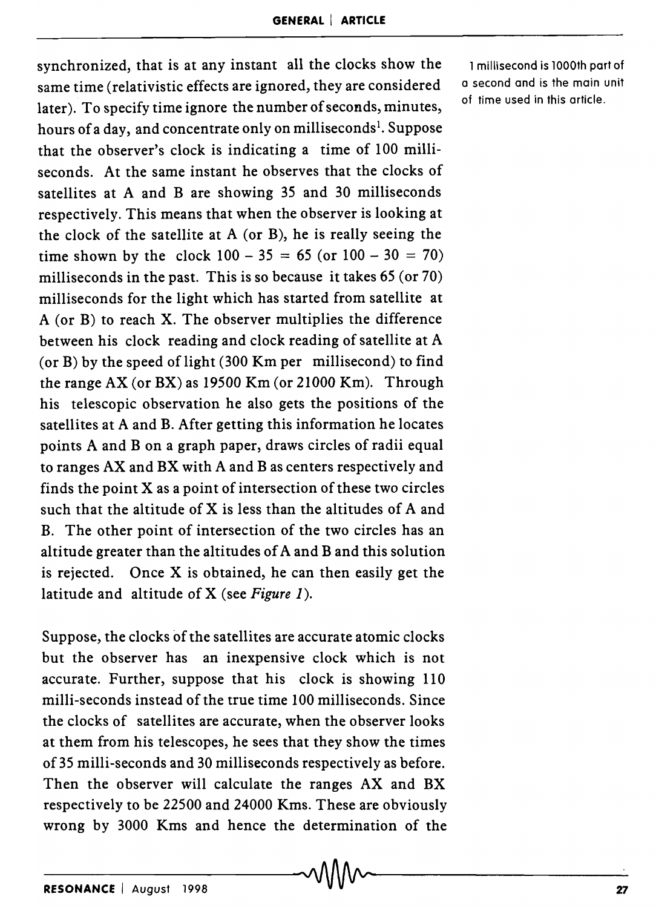synchronized, that is at any instant all the clocks show the same time (relativistic effects are ignored, they are considered later). To specify time ignore the number of seconds, minutes, hours of a day, and concentrate only on milliseconds[1]. Suppose that the observer's clock is indicating a time of 100 milliseconds. At the same instant he observes that the clocks of satellites at A and B are showing 35 and 30 milliseconds respectively. This means that when the observer is looking at the clock of the satellite at A (or B), he is really seeing the time shown by the clock $100 - 35 = 65$ (or $100 - 30 = 70$) milliseconds in the past. This is so because it takes 65 (or 70) milliseconds for the light which has started from satellite at A (or B) to reach X. The observer multiplies the difference between his clock reading and clock reading of satellite at A (or B) by the speed of light (300 Km per millisecond) to find the range AX (or BX) as 19500 Km (or 21000 Km). Through his telescopic observation he also gets the positions of the satellites at A and B. After getting this information he locates points A and B on a graph paper, draws circles of radii equal to ranges AX and BX with A and B as centers respectively and finds the point X as a point of intersection of these two circles such that the altitude of X is less than the altitudes of A and B. The other point of intersection of the two circles has an altitude greater than the altitudes of A and B and this solution is rejected. Once X is obtained, he can then easily get the latitude and altitude of X (see *Figure 1*).

[1] 1 millisecond is 1000th part of a second and is the main unit of time used in this article.

Suppose, the clocks of the satellites are accurate atomic clocks but the observer has an inexpensive clock which is not accurate. Further, suppose that his clock is showing 110 milli-seconds instead of the true time 100 milliseconds. Since the clocks of satellites are accurate, when the observer looks at them from his telescopes, he sees that they show the times of 35 milli-seconds and 30 milliseconds respectively as before. Then the observer will calculate the ranges AX and BX respectively to be 22500 and 24000 Kms. These are obviously wrong by 3000 Kms and hence the determination of the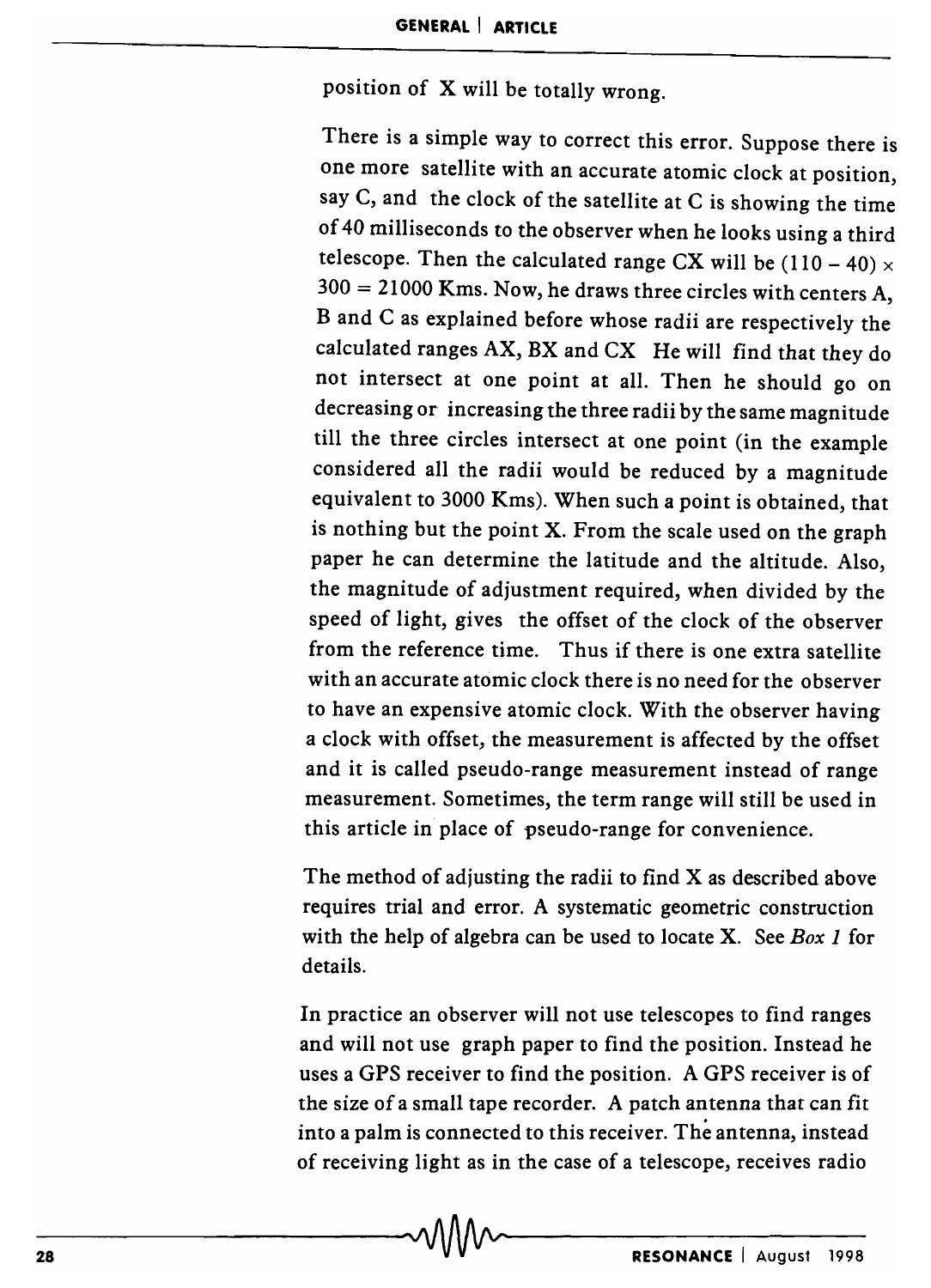position of X will be totally wrong.

There is a simple way to correct this error. Suppose there is one more satellite with an accurate atomic clock at position, say C, and the clock of the satellite at C is showing the time of 40 milliseconds to the observer when he looks using a third telescope. Then the calculated range CX will be $(110 - 40) \times 300 = 21000$ Kms. Now, he draws three circles with centers A, B and C as explained before whose radii are respectively the calculated ranges AX, BX and CX He will find that they do not intersect at one point at all. Then he should go on decreasing or increasing the three radii by the same magnitude till the three circles intersect at one point (in the example considered all the radii would be reduced by a magnitude equivalent to 3000 Kms). When such a point is obtained, that is nothing but the point X. From the scale used on the graph paper he can determine the latitude and the altitude. Also, the magnitude of adjustment required, when divided by the speed of light, gives the offset of the clock of the observer from the reference time. Thus if there is one extra satellite with an accurate atomic clock there is no need for the observer to have an expensive atomic clock. With the observer having a clock with offset, the measurement is affected by the offset and it is called pseudo-range measurement instead of range measurement. Sometimes, the term range will still be used in this article in place of pseudo-range for convenience.

The method of adjusting the radii to find X as described above requires trial and error. A systematic geometric construction with the help of algebra can be used to locate X. See *Box 1* for details.

In practice an observer will not use telescopes to find ranges and will not use graph paper to find the position. Instead he uses a GPS receiver to find the position. A GPS receiver is of the size of a small tape recorder. A patch antenna that can fit into a palm is connected to this receiver. The antenna, instead of receiving light as in the case of a telescope, receives radio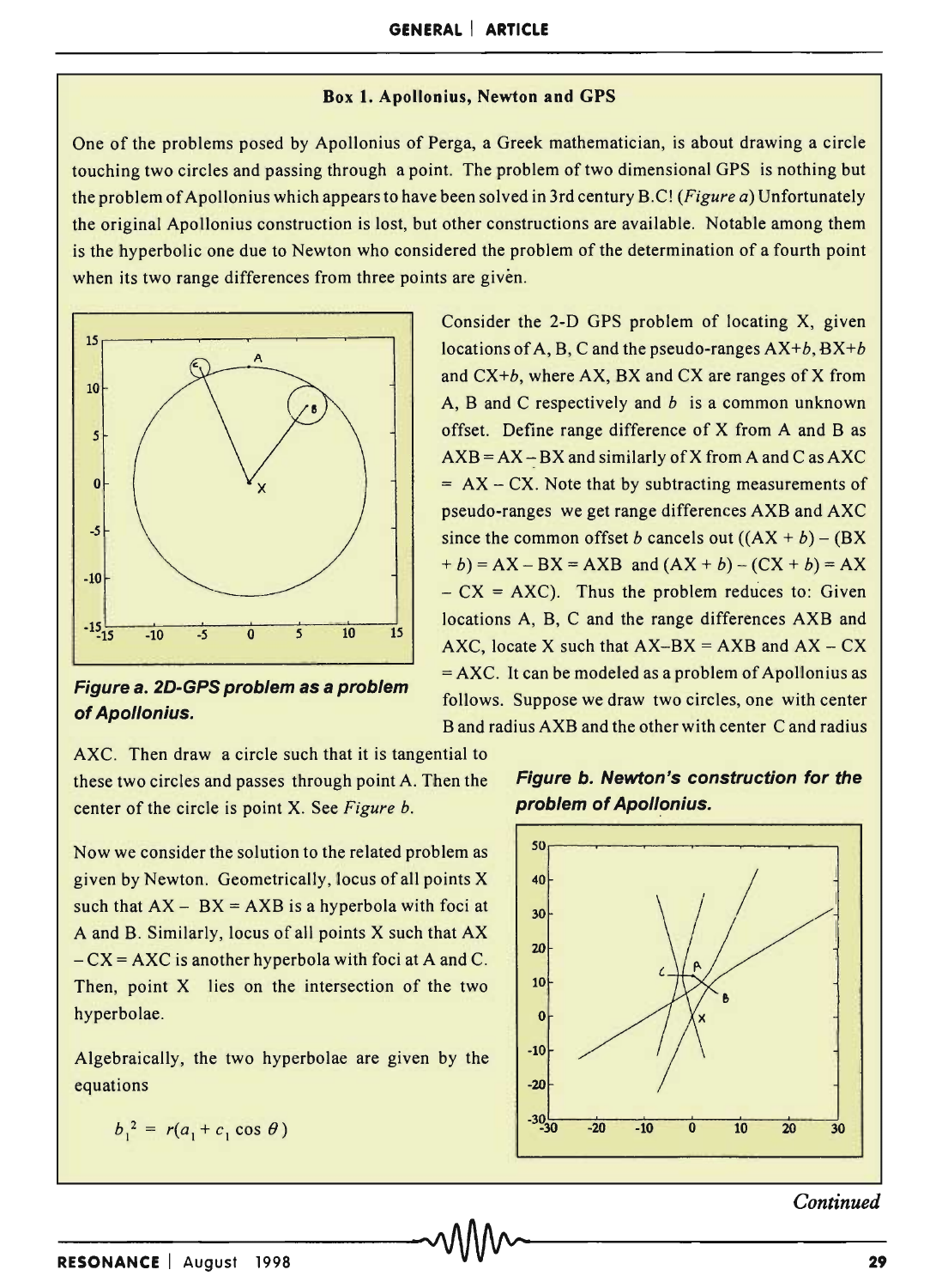### Box 1. Apollonius, Newton and GPS

One of the problems posed by Apollonius of Perga, a Greek mathematician, is about drawing a circle touching two circles and passing through a point. The problem of two dimensional GPS is nothing but the problem of Apollonius which appears to have been solved in 3rd century B.C! (*Figure a*) Unfortunately the original Apollonius construction is lost, but other constructions are available. Notable among them is the hyperbolic one due to Newton who considered the problem of the determination of a fourth point when its two range differences from three points are given.

***Figure a. 2D-GPS problem as a problem of Apollonius.***

Consider the 2-D GPS problem of locating X, given locations of A, B, C and the pseudo-ranges AX+$b$, BX+$b$ and CX+$b$, where AX, BX and CX are ranges of X from A, B and C respectively and $b$ is a common unknown offset. Define range difference of X from A and B as AXB = AX – BX and similarly of X from A and C as AXC = AX – CX. Note that by subtracting measurements of pseudo-ranges we get range differences AXB and AXC since the common offset $b$ cancels out ((AX + $b$) – (BX + $b$) = AX – BX = AXB and (AX + $b$) – (CX + $b$) = AX – CX = AXC). Thus the problem reduces to: Given locations A, B, C and the range differences AXB and AXC, locate X such that AX–BX = AXB and AX – CX = AXC. It can be modeled as a problem of Apollonius as follows. Suppose we draw two circles, one with center B and radius AXB and the other with center C and radius AXC. Then draw a circle such that it is tangential to these two circles and passes through point A. Then the center of the circle is point X. See *Figure b*.

***Figure b. Newton's construction for the problem of Apollonius.***

Now we consider the solution to the related problem as given by Newton. Geometrically, locus of all points X such that AX – BX = AXB is a hyperbola with foci at A and B. Similarly, locus of all points X such that AX – CX = AXC is another hyperbola with foci at A and C. Then, point X lies on the intersection of the two hyperbolae.

Algebraically, the two hyperbolae are given by the equations

$$b_1^{\,2} = r(a_1 + c_1 \cos\theta)$$

*Continued*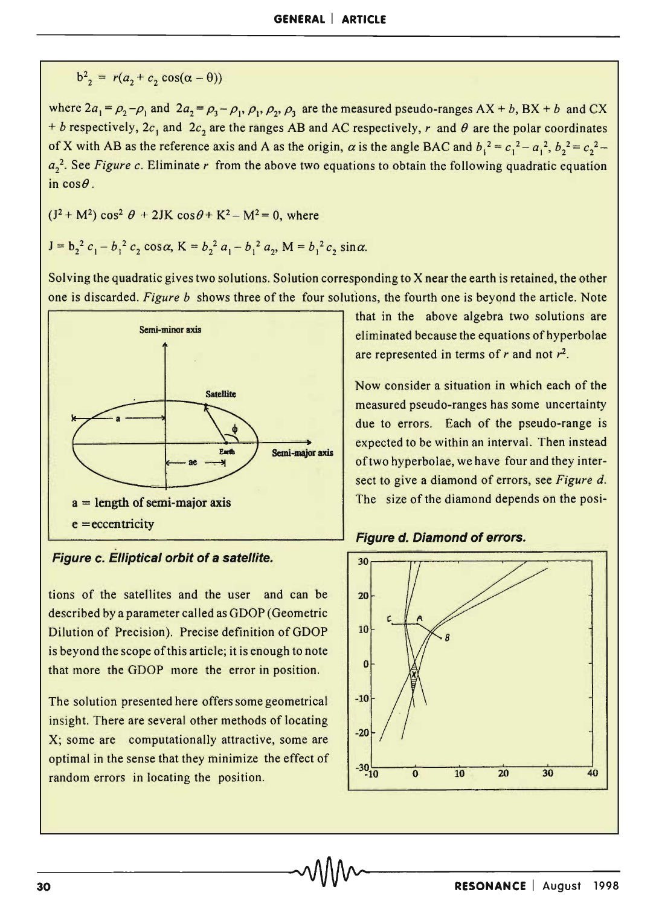$$b_2^2 = r(a_2 + c_2 \cos(\alpha - \theta))$$

where $2a_1 = \rho_2 - \rho_1$ and $2a_2 = \rho_3 - \rho_1$, $\rho_1, \rho_2, \rho_3$ are the measured pseudo-ranges AX + $b$, BX + $b$ and CX + $b$ respectively, $2c_1$ and $2c_2$ are the ranges AB and AC respectively, $r$ and $\theta$ are the polar coordinates of X with AB as the reference axis and A as the origin, $\alpha$ is the angle BAC and $b_1^2 = c_1^2 - a_1^2$, $b_2^2 = c_2^2 - a_2^2$. See *Figure c*. Eliminate $r$ from the above two equations to obtain the following quadratic equation in $\cos\theta$.

$$(J^2 + M^2)\cos^2\theta + 2JK\cos\theta + K^2 - M^2 = 0, \text{ where}$$

$$J = b_2^2 c_1 - b_1^2 c_2 \cos\alpha,\ K = b_2^2 a_1 - b_1^2 a_2,\ M = b_1^2 c_2 \sin\alpha.$$

Solving the quadratic gives two solutions. Solution corresponding to X near the earth is retained, the other one is discarded. *Figure b* shows three of the four solutions, the fourth one is beyond the article. Note that in the above algebra two solutions are eliminated because the equations of hyperbolae are represented in terms of $r$ and not $r^2$.

*Figure c. Elliptical orbit of a satellite.*

Now consider a situation in which each of the measured pseudo-ranges has some uncertainty due to errors. Each of the pseudo-range is expected to be within an interval. Then instead of two hyperbolae, we have four and they intersect to give a diamond of errors, see *Figure d*. The size of the diamond depends on the positions of the satellites and the user and can be described by a parameter called as GDOP (Geometric Dilution of Precision). Precise definition of GDOP is beyond the scope of this article; it is enough to note that more the GDOP more the error in position.

*Figure d. Diamond of errors.*

The solution presented here offers some geometrical insight. There are several other methods of locating X; some are computationally attractive, some are optimal in the sense that they minimize the effect of random errors in locating the position.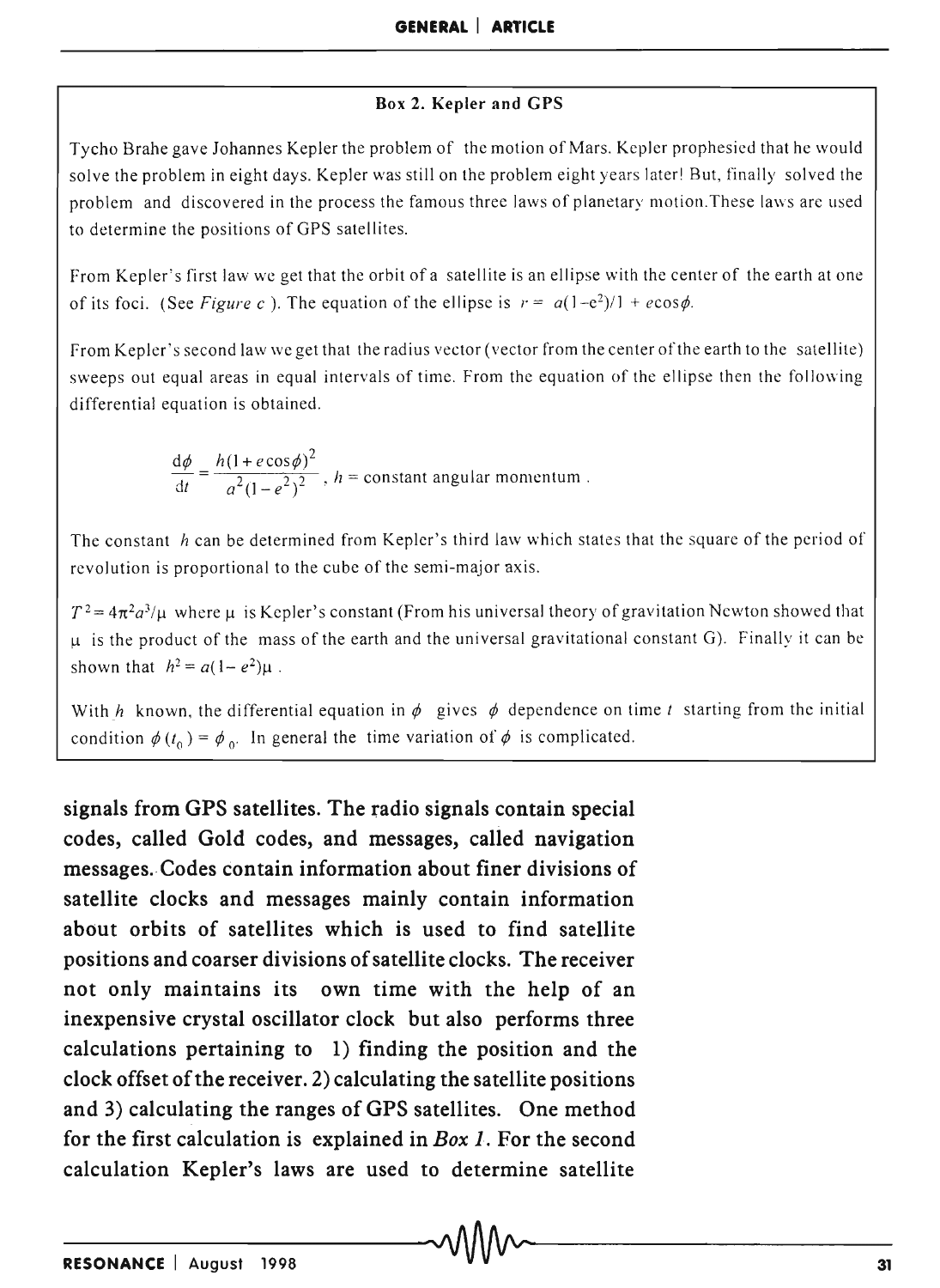### Box 2. Kepler and GPS

Tycho Brahe gave Johannes Kepler the problem of the motion of Mars. Kepler prophesied that he would solve the problem in eight days. Kepler was still on the problem eight years later! But, finally solved the problem and discovered in the process the famous three laws of planetary motion. These laws are used to determine the positions of GPS satellites.

From Kepler's first law we get that the orbit of a satellite is an ellipse with the center of the earth at one of its foci. (See *Figure c* ). The equation of the ellipse is $r = a(1-e^2)/1 + e\cos\phi$.

From Kepler's second law we get that the radius vector (vector from the center of the earth to the satellite) sweeps out equal areas in equal intervals of time. From the equation of the ellipse then the following differential equation is obtained.

$$\frac{d\phi}{dt} = \frac{h(1+e\cos\phi)^2}{a^2(1-e^2)^2}, \; h = \text{constant angular momentum}.$$

The constant $h$ can be determined from Kepler's third law which states that the square of the period of revolution is proportional to the cube of the semi-major axis.

$T^2 = 4\pi^2 a^3/\mu$ where $\mu$ is Kepler's constant (From his universal theory of gravitation Newton showed that $\mu$ is the product of the mass of the earth and the universal gravitational constant G). Finally it can be shown that $h^2 = a(1-e^2)\mu$.

With $h$ known, the differential equation in $\phi$ gives $\phi$ dependence on time $t$ starting from the initial condition $\phi(t_0) = \phi_0$. In general the time variation of $\phi$ is complicated.

**signals from GPS satellites. The radio signals contain special codes, called Gold codes, and messages, called navigation messages. Codes contain information about finer divisions of satellite clocks and messages mainly contain information about orbits of satellites which is used to find satellite positions and coarser divisions of satellite clocks. The receiver not only maintains its own time with the help of an inexpensive crystal oscillator clock but also performs three calculations pertaining to 1) finding the position and the clock offset of the receiver. 2) calculating the satellite positions and 3) calculating the ranges of GPS satellites. One method for the first calculation is explained in *Box 1*. For the second calculation Kepler's laws are used to determine satellite**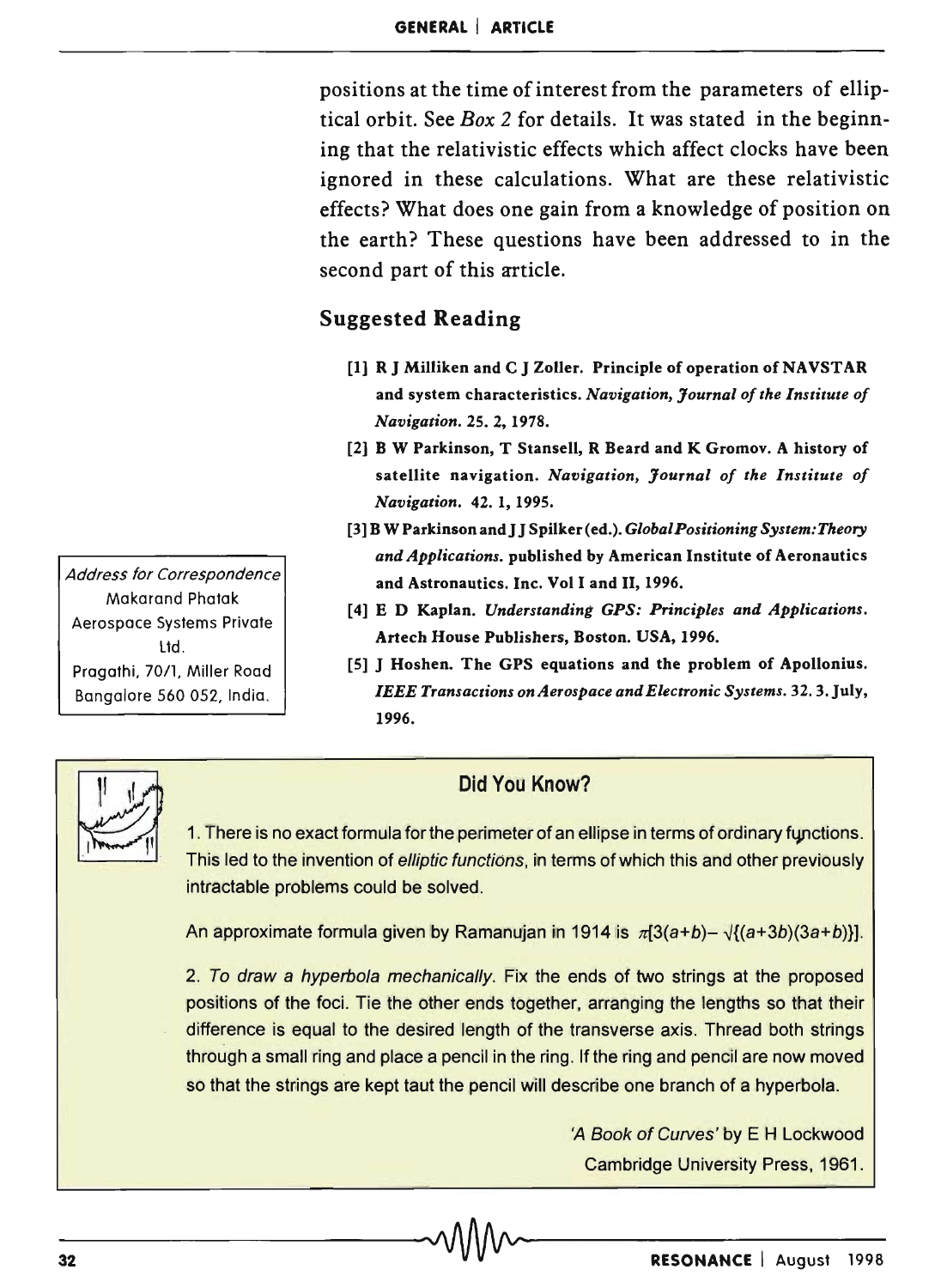positions at the time of interest from the parameters of elliptical orbit. See *Box 2* for details. It was stated in the beginning that the relativistic effects which affect clocks have been ignored in these calculations. What are these relativistic effects? What does one gain from a knowledge of position on the earth? These questions have been addressed to in the second part of this article.

## Suggested Reading

[1] **R J Milliken and C J Zoller. Principle of operation of NAVSTAR and system characteristics.** ***Navigation, Journal of the Institute of Navigation.*** **25. 2, 1978.**

[2] **B W Parkinson, T Stansell, R Beard and K Gromov. A history of satellite navigation.** ***Navigation, Journal of the Institute of Navigation.*** **42. 1, 1995.**

[3] **B W Parkinson and J J Spilker (ed.).** ***Global Positioning System: Theory and Applications.*** **published by American Institute of Aeronautics and Astronautics. Inc. Vol I and II, 1996.**

[4] **E D Kaplan.** ***Understanding GPS: Principles and Applications.*** **Artech House Publishers, Boston. USA, 1996.**

[5] **J Hoshen. The GPS equations and the problem of Apollonius.** ***IEEE Transactions on Aerospace and Electronic Systems.*** **32. 3. July, 1996.**

*Address for Correspondence*
Makarand Phatak
Aerospace Systems Private Ltd.
Pragathi, 70/1, Miller Road
Bangalore 560 052, India.

### Did You Know?

1. There is no exact formula for the perimeter of an ellipse in terms of ordinary functions. This led to the invention of *elliptic functions*, in terms of which this and other previously intractable problems could be solved.

An approximate formula given by Ramanujan in 1914 is $\pi[3(a+b)-\sqrt{(a+3b)(3a+b)}]$.

2. *To draw a hyperbola mechanically.* Fix the ends of two strings at the proposed positions of the foci. Tie the other ends together, arranging the lengths so that their difference is equal to the desired length of the transverse axis. Thread both strings through a small ring and place a pencil in the ring. If the ring and pencil are now moved so that the strings are kept taut the pencil will describe one branch of a hyperbola.

*'A Book of Curves'* by E H Lockwood
Cambridge University Press, 1961.